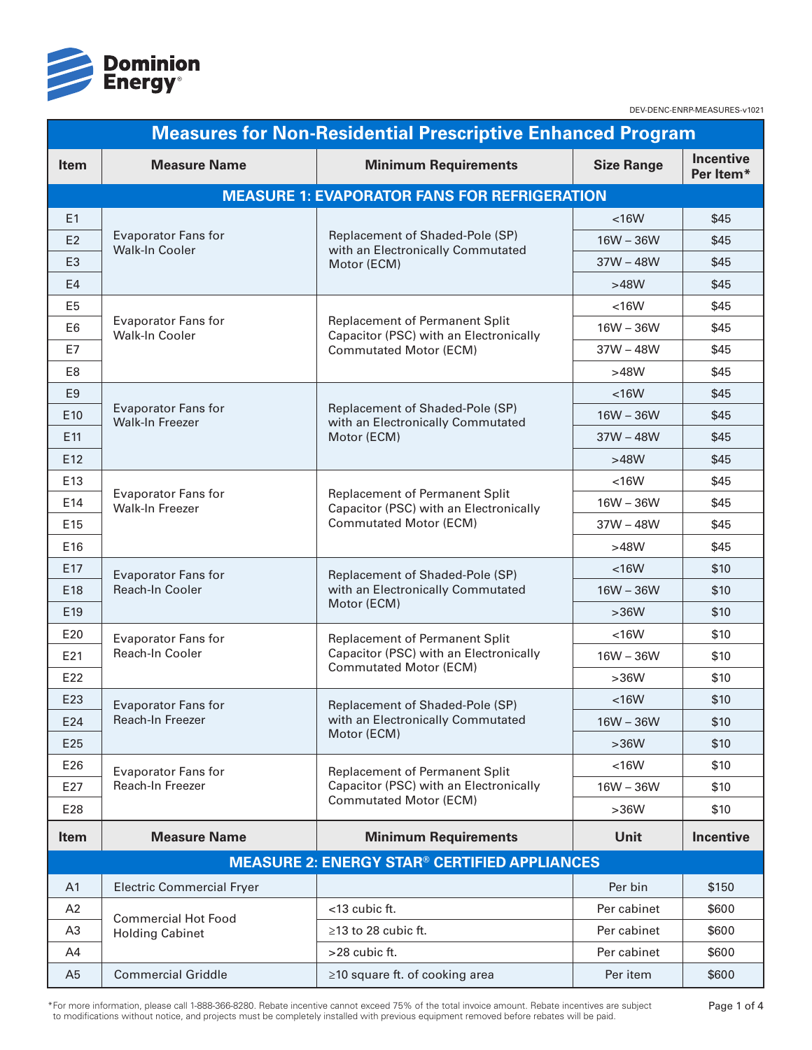Dominion Energy

DEV-DENC-ENRP-MEASURES-v1021

# Measures for Non-Residential Prescriptive Enhanced Program

| Item | Measure Name | Minimum Requirements | Size Range | Incentive Per Item* |
|---|---|---|---|---|
| **MEASURE 1: EVAPORATOR FANS FOR REFRIGERATION** | | | | |
| E1 | Evaporator Fans for Walk-In Cooler | Replacement of Shaded-Pole (SP) with an Electronically Commutated Motor (ECM) | <16W | $45 |
| E2 | | | 16W – 36W | $45 |
| E3 | | | 37W – 48W | $45 |
| E4 | | | >48W | $45 |
| E5 | Evaporator Fans for Walk-In Cooler | Replacement of Permanent Split Capacitor (PSC) with an Electronically Commutated Motor (ECM) | <16W | $45 |
| E6 | | | 16W – 36W | $45 |
| E7 | | | 37W – 48W | $45 |
| E8 | | | >48W | $45 |
| E9 | Evaporator Fans for Walk-In Freezer | Replacement of Shaded-Pole (SP) with an Electronically Commutated Motor (ECM) | <16W | $45 |
| E10 | | | 16W – 36W | $45 |
| E11 | | | 37W – 48W | $45 |
| E12 | | | >48W | $45 |
| E13 | Evaporator Fans for Walk-In Freezer | Replacement of Permanent Split Capacitor (PSC) with an Electronically Commutated Motor (ECM) | <16W | $45 |
| E14 | | | 16W – 36W | $45 |
| E15 | | | 37W – 48W | $45 |
| E16 | | | >48W | $45 |
| E17 | Evaporator Fans for Reach-In Cooler | Replacement of Shaded-Pole (SP) with an Electronically Commutated Motor (ECM) | <16W | $10 |
| E18 | | | 16W – 36W | $10 |
| E19 | | | >36W | $10 |
| E20 | Evaporator Fans for Reach-In Cooler | Replacement of Permanent Split Capacitor (PSC) with an Electronically Commutated Motor (ECM) | <16W | $10 |
| E21 | | | 16W – 36W | $10 |
| E22 | | | >36W | $10 |
| E23 | Evaporator Fans for Reach-In Freezer | Replacement of Shaded-Pole (SP) with an Electronically Commutated Motor (ECM) | <16W | $10 |
| E24 | | | 16W – 36W | $10 |
| E25 | | | >36W | $10 |
| E26 | Evaporator Fans for Reach-In Freezer | Replacement of Permanent Split Capacitor (PSC) with an Electronically Commutated Motor (ECM) | <16W | $10 |
| E27 | | | 16W – 36W | $10 |
| E28 | | | >36W | $10 |
| **Item** | **Measure Name** | **Minimum Requirements** | **Unit** | **Incentive** |
| **MEASURE 2: ENERGY STAR® CERTIFIED APPLIANCES** | | | | |
| A1 | Electric Commercial Fryer | | Per bin | $150 |
| A2 | Commercial Hot Food Holding Cabinet | <13 cubic ft. | Per cabinet | $600 |
| A3 | | ≥13 to 28 cubic ft. | Per cabinet | $600 |
| A4 | | >28 cubic ft. | Per cabinet | $600 |
| A5 | Commercial Griddle | ≥10 square ft. of cooking area | Per item | $600 |

*For more information, please call 1-888-366-8280. Rebate incentive cannot exceed 75% of the total invoice amount. Rebate incentives are subject to modifications without notice, and projects must be completely installed with previous equipment removed before rebates will be paid.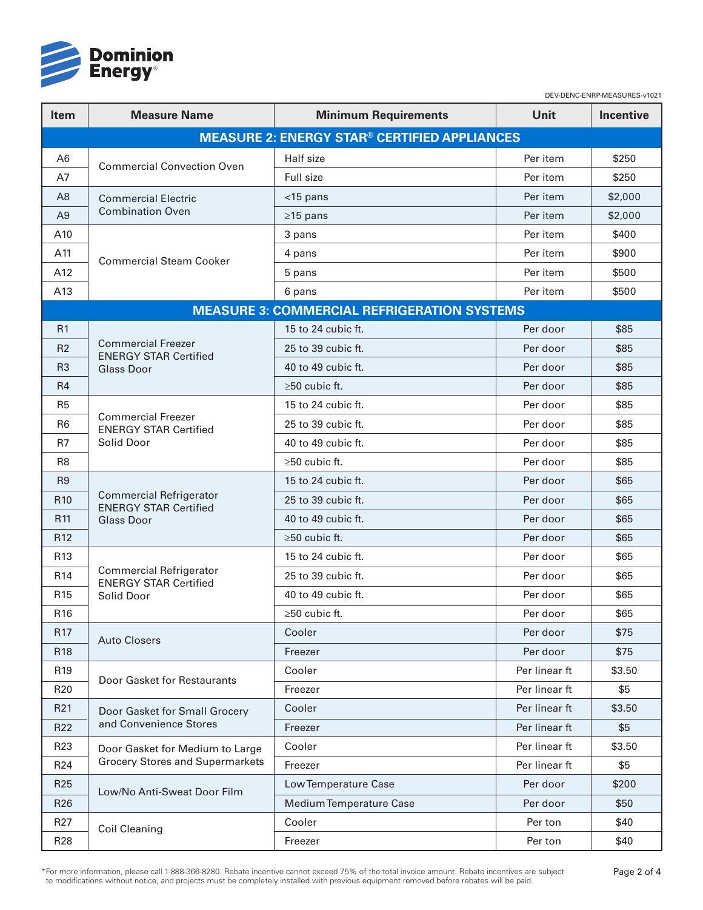**Dominion Energy**®

DEV-DENC-ENRP-MEASURES-v1021

| Item | Measure Name | Minimum Requirements | Unit | Incentive |
|---|---|---|---|---|
| **MEASURE 2: ENERGY STAR® CERTIFIED APPLIANCES** | | | | |
| A6 | Commercial Convection Oven | Half size | Per item | $250 |
| A7 | | Full size | Per item | $250 |
| A8 | Commercial Electric Combination Oven | <15 pans | Per item | $2,000 |
| A9 | | ≥15 pans | Per item | $2,000 |
| A10 | Commercial Steam Cooker | 3 pans | Per item | $400 |
| A11 | | 4 pans | Per item | $900 |
| A12 | | 5 pans | Per item | $500 |
| A13 | | 6 pans | Per item | $500 |
| **MEASURE 3: COMMERCIAL REFRIGERATION SYSTEMS** | | | | |
| R1 | Commercial Freezer ENERGY STAR Certified Glass Door | 15 to 24 cubic ft. | Per door | $85 |
| R2 | | 25 to 39 cubic ft. | Per door | $85 |
| R3 | | 40 to 49 cubic ft. | Per door | $85 |
| R4 | | ≥50 cubic ft. | Per door | $85 |
| R5 | Commercial Freezer ENERGY STAR Certified Solid Door | 15 to 24 cubic ft. | Per door | $85 |
| R6 | | 25 to 39 cubic ft. | Per door | $85 |
| R7 | | 40 to 49 cubic ft. | Per door | $85 |
| R8 | | ≥50 cubic ft. | Per door | $85 |
| R9 | Commercial Refrigerator ENERGY STAR Certified Glass Door | 15 to 24 cubic ft. | Per door | $65 |
| R10 | | 25 to 39 cubic ft. | Per door | $65 |
| R11 | | 40 to 49 cubic ft. | Per door | $65 |
| R12 | | ≥50 cubic ft. | Per door | $65 |
| R13 | Commercial Refrigerator ENERGY STAR Certified Solid Door | 15 to 24 cubic ft. | Per door | $65 |
| R14 | | 25 to 39 cubic ft. | Per door | $65 |
| R15 | | 40 to 49 cubic ft. | Per door | $65 |
| R16 | | ≥50 cubic ft. | Per door | $65 |
| R17 | Auto Closers | Cooler | Per door | $75 |
| R18 | | Freezer | Per door | $75 |
| R19 | Door Gasket for Restaurants | Cooler | Per linear ft | $3.50 |
| R20 | | Freezer | Per linear ft | $5 |
| R21 | Door Gasket for Small Grocery and Convenience Stores | Cooler | Per linear ft | $3.50 |
| R22 | | Freezer | Per linear ft | $5 |
| R23 | Door Gasket for Medium to Large Grocery Stores and Supermarkets | Cooler | Per linear ft | $3.50 |
| R24 | | Freezer | Per linear ft | $5 |
| R25 | Low/No Anti-Sweat Door Film | Low Temperature Case | Per door | $200 |
| R26 | | Medium Temperature Case | Per door | $50 |
| R27 | Coil Cleaning | Cooler | Per ton | $40 |
| R28 | | Freezer | Per ton | $40 |

*For more information, please call 1-888-366-8280. Rebate incentive cannot exceed 75% of the total invoice amount. Rebate incentives are subject to modifications without notice, and projects must be completely installed with previous equipment removed before rebates will be paid.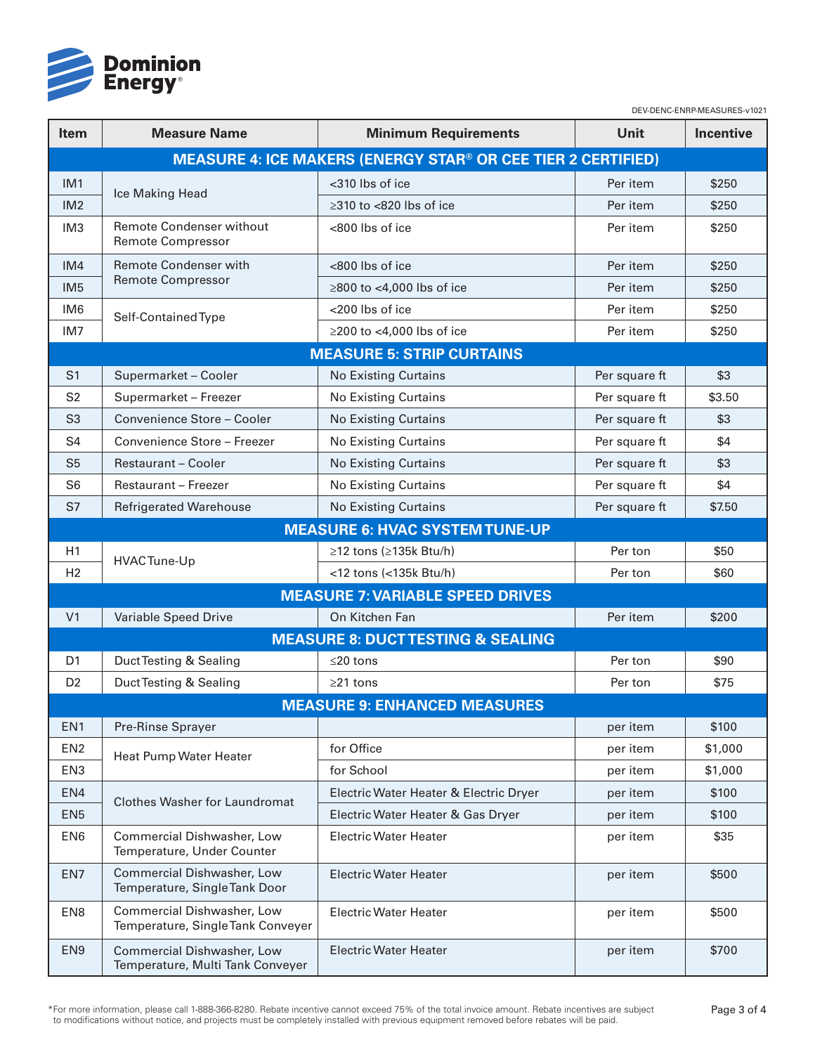DEV-DENC-ENRP-MEASURES-v1021

| Item | Measure Name | Minimum Requirements | Unit | Incentive |
|---|---|---|---|---|
| **MEASURE 4: ICE MAKERS (ENERGY STAR® OR CEE TIER 2 CERTIFIED)** | | | | |
| IM1 | Ice Making Head | <310 lbs of ice | Per item | $250 |
| IM2 | | ≥310 to <820 lbs of ice | Per item | $250 |
| IM3 | Remote Condenser without Remote Compressor | <800 lbs of ice | Per item | $250 |
| IM4 | Remote Condenser with Remote Compressor | <800 lbs of ice | Per item | $250 |
| IM5 | | ≥800 to <4,000 lbs of ice | Per item | $250 |
| IM6 | Self-Contained Type | <200 lbs of ice | Per item | $250 |
| IM7 | | ≥200 to <4,000 lbs of ice | Per item | $250 |
| **MEASURE 5: STRIP CURTAINS** | | | | |
| S1 | Supermarket – Cooler | No Existing Curtains | Per square ft | $3 |
| S2 | Supermarket – Freezer | No Existing Curtains | Per square ft | $3.50 |
| S3 | Convenience Store – Cooler | No Existing Curtains | Per square ft | $3 |
| S4 | Convenience Store – Freezer | No Existing Curtains | Per square ft | $4 |
| S5 | Restaurant – Cooler | No Existing Curtains | Per square ft | $3 |
| S6 | Restaurant – Freezer | No Existing Curtains | Per square ft | $4 |
| S7 | Refrigerated Warehouse | No Existing Curtains | Per square ft | $7.50 |
| **MEASURE 6: HVAC SYSTEM TUNE-UP** | | | | |
| H1 | HVAC Tune-Up | ≥12 tons (≥135k Btu/h) | Per ton | $50 |
| H2 | | <12 tons (<135k Btu/h) | Per ton | $60 |
| **MEASURE 7: VARIABLE SPEED DRIVES** | | | | |
| V1 | Variable Speed Drive | On Kitchen Fan | Per item | $200 |
| **MEASURE 8: DUCT TESTING & SEALING** | | | | |
| D1 | Duct Testing & Sealing | ≤20 tons | Per ton | $90 |
| D2 | Duct Testing & Sealing | ≥21 tons | Per ton | $75 |
| **MEASURE 9: ENHANCED MEASURES** | | | | |
| EN1 | Pre-Rinse Sprayer | | per item | $100 |
| EN2 | Heat Pump Water Heater | for Office | per item | $1,000 |
| EN3 | | for School | per item | $1,000 |
| EN4 | Clothes Washer for Laundromat | Electric Water Heater & Electric Dryer | per item | $100 |
| EN5 | | Electric Water Heater & Gas Dryer | per item | $100 |
| EN6 | Commercial Dishwasher, Low Temperature, Under Counter | Electric Water Heater | per item | $35 |
| EN7 | Commercial Dishwasher, Low Temperature, Single Tank Door | Electric Water Heater | per item | $500 |
| EN8 | Commercial Dishwasher, Low Temperature, Single Tank Conveyer | Electric Water Heater | per item | $500 |
| EN9 | Commercial Dishwasher, Low Temperature, Multi Tank Conveyer | Electric Water Heater | per item | $700 |

*For more information, please call 1-888-366-8280. Rebate incentive cannot exceed 75% of the total invoice amount. Rebate incentives are subject to modifications without notice, and projects must be completely installed with previous equipment removed before rebates will be paid.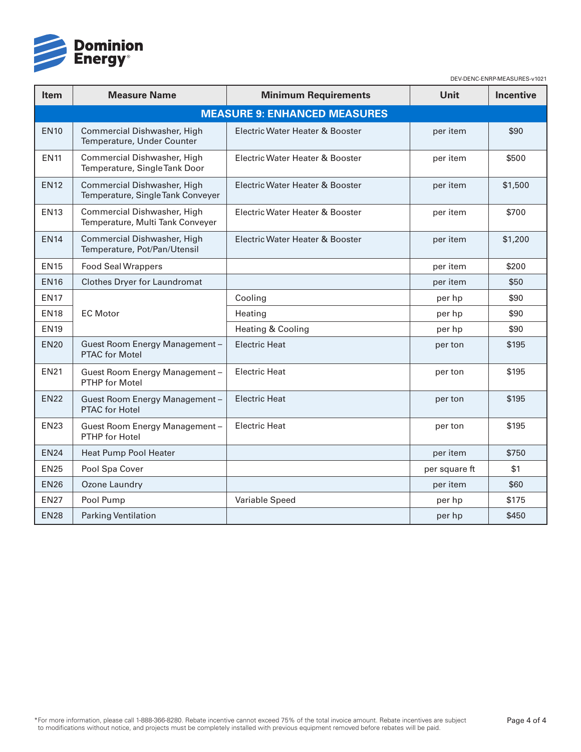DEV-DENC-ENRP-MEASURES-v1021

| Item | Measure Name | Minimum Requirements | Unit | Incentive |
|---|---|---|---|---|
| **MEASURE 9: ENHANCED MEASURES** | | | | |
| EN10 | Commercial Dishwasher, High Temperature, Under Counter | Electric Water Heater & Booster | per item | $90 |
| EN11 | Commercial Dishwasher, High Temperature, Single Tank Door | Electric Water Heater & Booster | per item | $500 |
| EN12 | Commercial Dishwasher, High Temperature, Single Tank Conveyer | Electric Water Heater & Booster | per item | $1,500 |
| EN13 | Commercial Dishwasher, High Temperature, Multi Tank Conveyer | Electric Water Heater & Booster | per item | $700 |
| EN14 | Commercial Dishwasher, High Temperature, Pot/Pan/Utensil | Electric Water Heater & Booster | per item | $1,200 |
| EN15 | Food Seal Wrappers | | per item | $200 |
| EN16 | Clothes Dryer for Laundromat | | per item | $50 |
| EN17 | EC Motor | Cooling | per hp | $90 |
| EN18 | EC Motor | Heating | per hp | $90 |
| EN19 | EC Motor | Heating & Cooling | per hp | $90 |
| EN20 | Guest Room Energy Management – PTAC for Motel | Electric Heat | per ton | $195 |
| EN21 | Guest Room Energy Management – PTHP for Motel | Electric Heat | per ton | $195 |
| EN22 | Guest Room Energy Management – PTAC for Hotel | Electric Heat | per ton | $195 |
| EN23 | Guest Room Energy Management – PTHP for Hotel | Electric Heat | per ton | $195 |
| EN24 | Heat Pump Pool Heater | | per item | $750 |
| EN25 | Pool Spa Cover | | per square ft | $1 |
| EN26 | Ozone Laundry | | per item | $60 |
| EN27 | Pool Pump | Variable Speed | per hp | $175 |
| EN28 | Parking Ventilation | | per hp | $450 |

*For more information, please call 1-888-366-8280. Rebate incentive cannot exceed 75% of the total invoice amount. Rebate incentives are subject to modifications without notice, and projects must be completely installed with previous equipment removed before rebates will be paid.